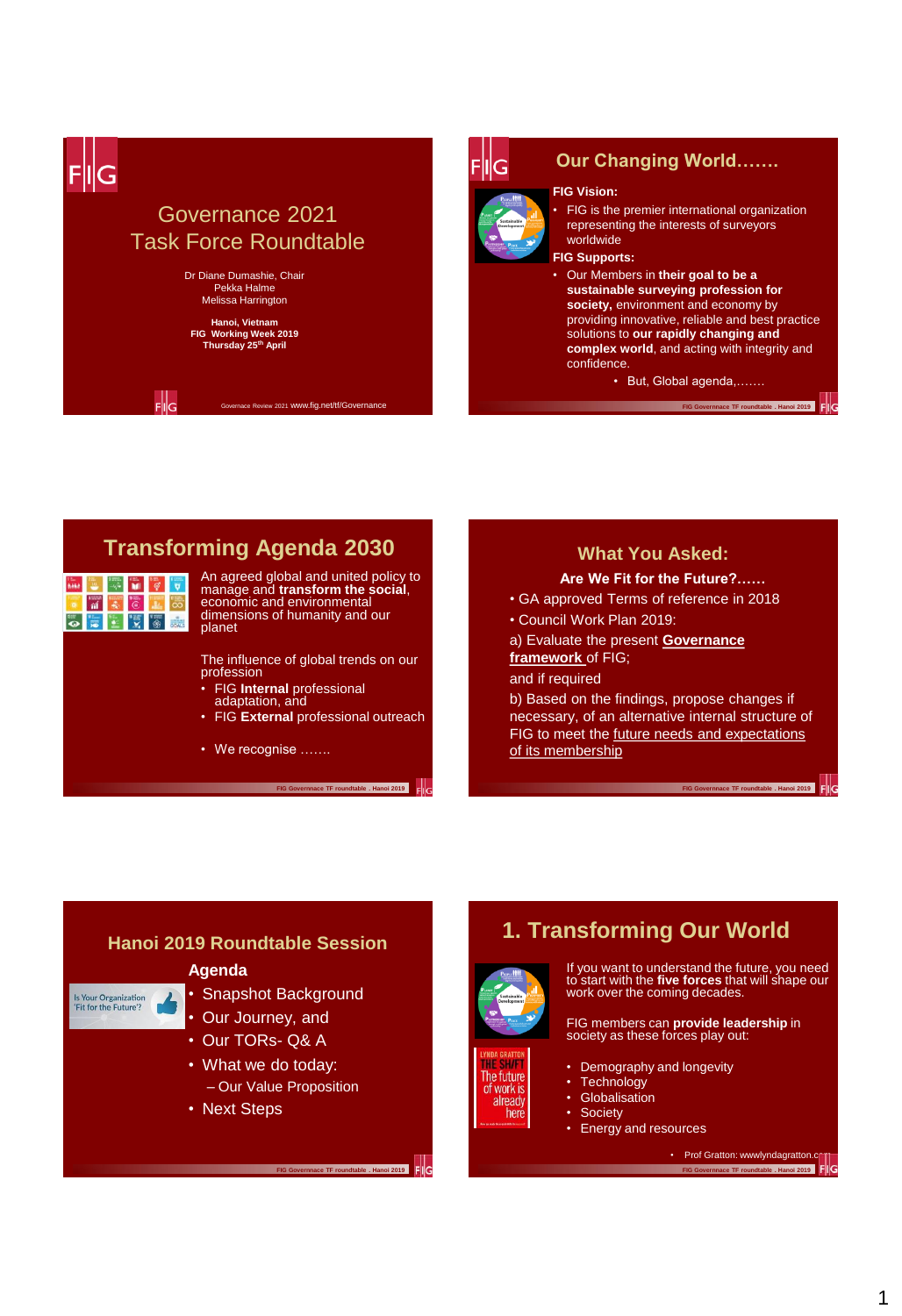# Governance 2021 Task Force Roundtable

Dr Diane Dumashie, Chair
Pekka Halme
Melissa Harrington

**Hanoi, Vietnam**
**FIG Working Week 2019**
**Thursday 25th April**

Governance Review 2021 www.fig.net/tf/Governance

## Our Changing World…….

**FIG Vision:**

- FIG is the premier international organization representing the interests of surveyors worldwide

**FIG Supports:**

- Our Members in **their goal to be a sustainable surveying profession for society,** environment and economy by providing innovative, reliable and best practice solutions to **our rapidly changing and complex world**, and acting with integrity and confidence.
  - But, Global agenda,…….

## Transforming Agenda 2030

An agreed global and united policy to manage and **transform the social**, economic and environmental dimensions of humanity and our planet

The influence of global trends on our profession

- FIG **Internal** professional adaptation, and
- FIG **External** professional outreach
- We recognise …….

## What You Asked:

**Are We Fit for the Future?……**

- GA approved Terms of reference in 2018
- Council Work Plan 2019:

a) Evaluate the present **Governance framework** of FIG;

and if required

b) Based on the findings, propose changes if necessary, of an alternative internal structure of FIG to meet the future needs and expectations of its membership

## Hanoi 2019 Roundtable Session

Is Your Organization 'Fit for the Future'?

**Agenda**

- Snapshot Background
- Our Journey, and
- Our TORs- Q& A
- What we do today:
  - Our Value Proposition
- Next Steps

## 1. Transforming Our World

If you want to understand the future, you need to start with the **five forces** that will shape our work over the coming decades.

FIG members can **provide leadership** in society as these forces play out:

- Demography and longevity
- Technology
- Globalisation
- Society
- Energy and resources

LYNDA GRATTON THE SHIFT The future of work is already here

- Prof Gratton: wwwlyndagratton.com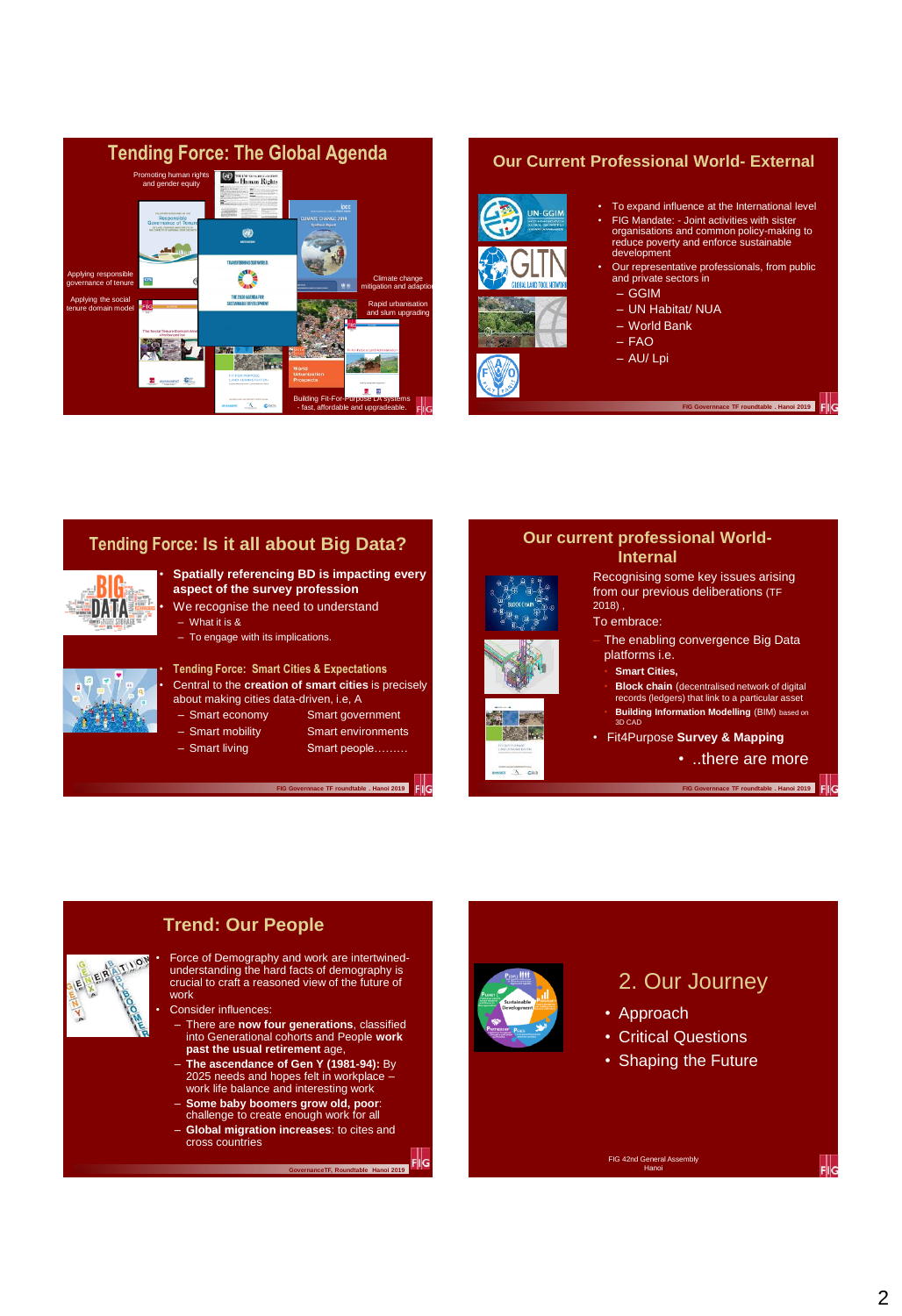## Tending Force: The Global Agenda

Promoting human rights and gender equity

Applying responsible governance of tenure

Applying the social tenure domain model

Climate change mitigation and adaption

Rapid urbanisation and slum upgrading

Building Fit-For-Purpose LA systems - fast, affordable and upgradeable.

## Our Current Professional World- External

- To expand influence at the International level
- FIG Mandate: - Joint activities with sister organisations and common policy-making to reduce poverty and enforce sustainable development
- Our representative professionals, from public and private sectors in
  - GGIM
  - UN Habitat/ NUA
  - World Bank
  - FAO
  - AU/ Lpi

## Tending Force: Is it all about Big Data?

- **Spatially referencing BD is impacting every aspect of the survey profession**
- We recognise the need to understand
  - What it is &
  - To engage with its implications.

- **Tending Force: Smart Cities & Expectations**
- Central to the **creation of smart cities** is precisely about making cities data-driven, i.e, A
  - Smart economy
  - Smart government
  - Smart mobility
  - Smart environments
  - Smart living
  - Smart people………

## Our current professional World- Internal

Recognising some key issues arising from our previous deliberations (TF 2018) ,

To embrace:

- The enabling convergence Big Data platforms i.e.
  - **Smart Cities,**
  - **Block chain** (decentralised network of digital records (ledgers) that link to a particular asset
  - **Building Information Modelling** (BIM) based on 3D CAD
- Fit4Purpose **Survey & Mapping**
  - ..there are more

## Trend: Our People

- Force of Demography and work are intertwined- understanding the hard facts of demography is crucial to craft a reasoned view of the future of work
- Consider influences:
  - There are **now four generations**, classified into Generational cohorts and People **work past the usual retirement** age,
  - **The ascendance of Gen Y (1981-94):** By 2025 needs and hopes felt in workplace – work life balance and interesting work
  - **Some baby boomers grow old, poor**: challenge to create enough work for all
  - **Global migration increases**: to cites and cross countries

## 2. Our Journey

- Approach
- Critical Questions
- Shaping the Future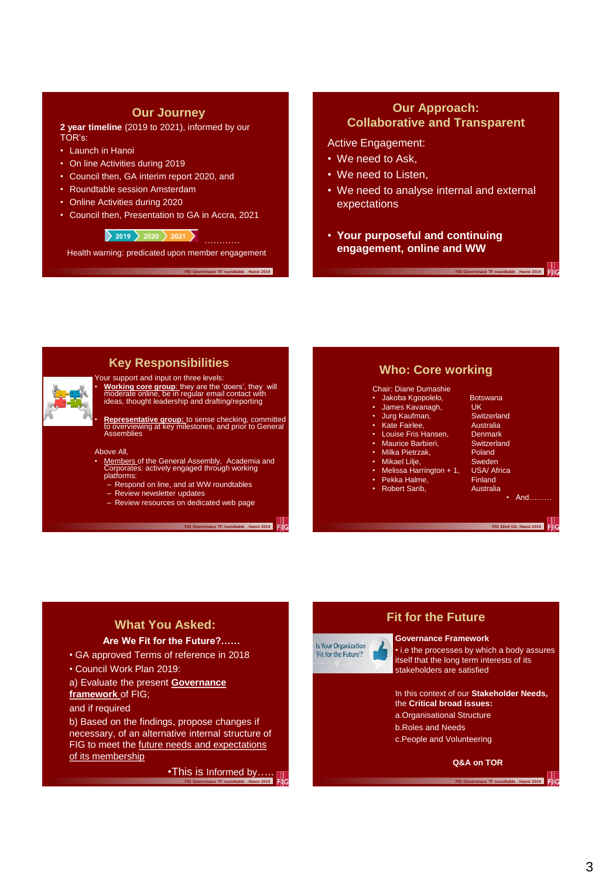## Our Journey

**2 year timeline** (2019 to 2021), informed by our TOR's:

- Launch in Hanoi
- On line Activities during 2019
- Council then, GA interim report 2020, and
- Roundtable session Amsterdam
- Online Activities during 2020
- Council then, Presentation to GA in Accra, 2021

2019 2020 2021 …………

Health warning: predicated upon member engagement

## Our Approach: Collaborative and Transparent

Active Engagement:

- We need to Ask,
- We need to Listen,
- We need to analyse internal and external expectations

- **Your purposeful and continuing engagement, online and WW**

## Key Responsibilities

Your support and input on three levels:

- **Working core group**: they are the 'doers', they will moderate online, be in regular email contact with ideas, thought leadership and drafting/reporting
- **Representative group:** to sense checking, committed to overviewing at key milestones, and prior to General Assemblies

Above All,

- Members of the General Assembly, Academia and Corporates: actively engaged through working platforms:
  - Respond on line, and at WW roundtables
  - Review newsletter updates
  - Review resources on dedicated web page

## Who: Core working

Chair: Diane Dumashie

| Name | Country |
|---|---|
| Jakoba Kgopolelo, | Botswana |
| James Kavanagh, | UK |
| Jurg Kaufman, | Switzerland |
| Kate Fairlee, | Australia |
| Louise Fris Hansen, | Denmark |
| Maurice Barbieri, | Switzerland |
| Milka Pietrzak, | Poland |
| Mikael Lilje, | Sweden |
| Melissa Harrington + 1, | USA/ Africa |
| Pekka Halme, | Finland |
| Robert Sarib, | Australia |

- And………

## What You Asked:

**Are We Fit for the Future?……**

- GA approved Terms of reference in 2018
- Council Work Plan 2019:

a) Evaluate the present **Governance framework** of FIG;

and if required

b) Based on the findings, propose changes if necessary, of an alternative internal structure of FIG to meet the future needs and expectations of its membership

- This is Informed by…..

## Fit for the Future

Is Your Organization 'Fit for the Future'?

**Governance Framework**

- i.e the processes by which a body assures itself that the long term interests of its stakeholders are satisfied

In this context of our **Stakeholder Needs,** the **Critical broad issues:**

a. Organisational Structure

b. Roles and Needs

c. People and Volunteering

**Q&A on TOR**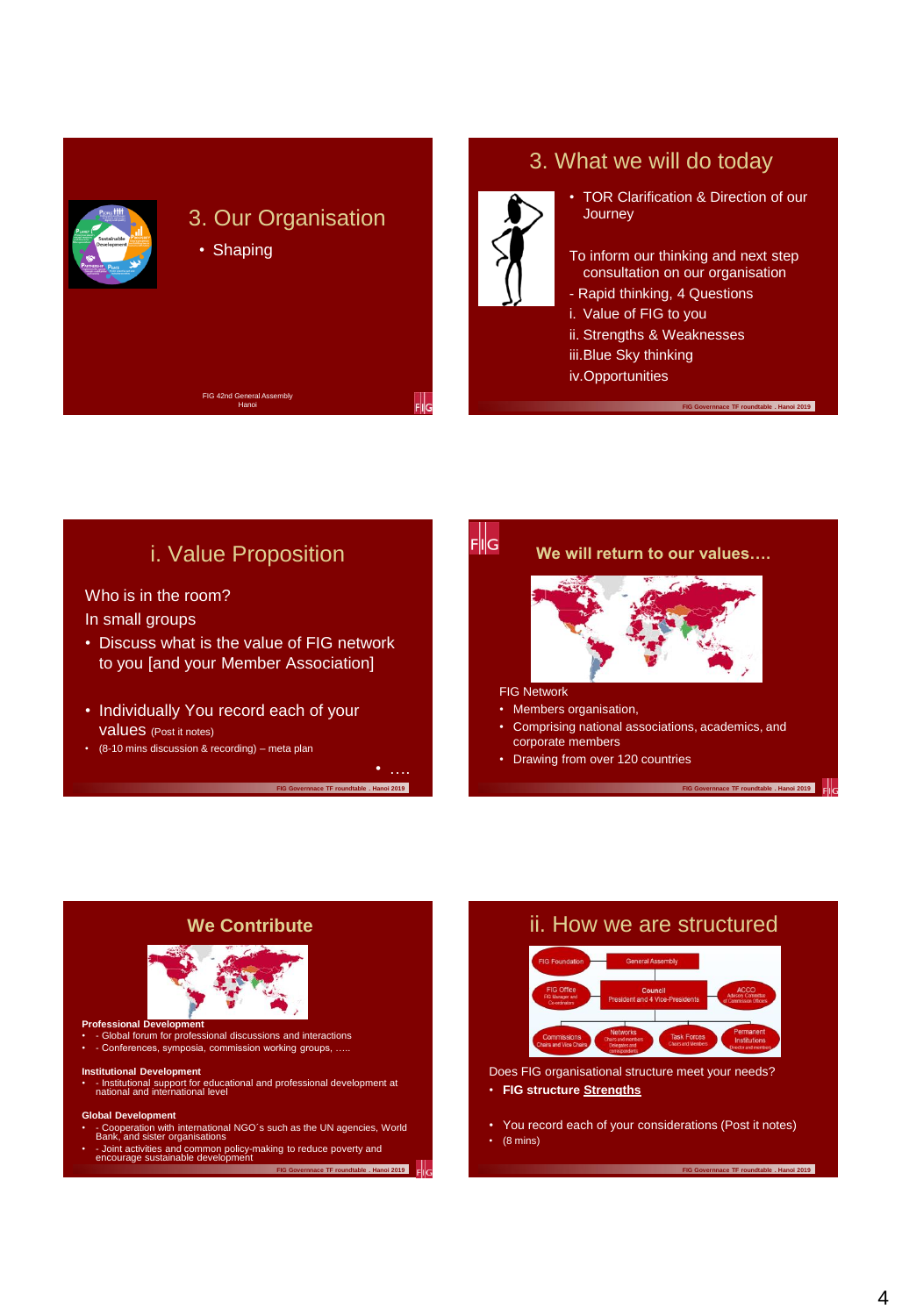## 3. Our Organisation

- Shaping

FIG 42nd General Assembly
Hanoi

## 3. What we will do today

- TOR Clarification & Direction of our Journey

To inform our thinking and next step consultation on our organisation

- Rapid thinking, 4 Questions

i. Value of FIG to you

ii. Strengths & Weaknesses

iii. Blue Sky thinking

iv. Opportunities

## i. Value Proposition

Who is in the room?

In small groups

- Discuss what is the value of FIG network to you [and your Member Association]
- Individually You record each of your values (Post it notes)
- (8-10 mins discussion & recording) – meta plan
- ….

## We will return to our values….

FIG Network

- Members organisation,
- Comprising national associations, academics, and corporate members
- Drawing from over 120 countries

## We Contribute

**Professional Development**

- - Global forum for professional discussions and interactions
- - Conferences, symposia, commission working groups, …..

**Institutional Development**

- - Institutional support for educational and professional development at national and international level

**Global Development**

- - Cooperation with international NGO´s such as the UN agencies, World Bank, and sister organisations
- - Joint activities and common policy-making to reduce poverty and encourage sustainable development

## ii. How we are structured

FIG Foundation · General Assembly · FIG Office (FIG Manager and Co-ordinators) · Council (President and 4 Vice-Presidents) · ACCO (Advisory Committee of Commission Officers) · Commissions (Chairs and Vice Chairs) · Networks (Chairs and members, Delegates and correspondents) · Task Forces (Chairs and Members) · Permanent Institutions (Director and members)

Does FIG organisation structure meet your needs?

- **FIG structure Strengths**
- You record each of your considerations (Post it notes)
- (8 mins)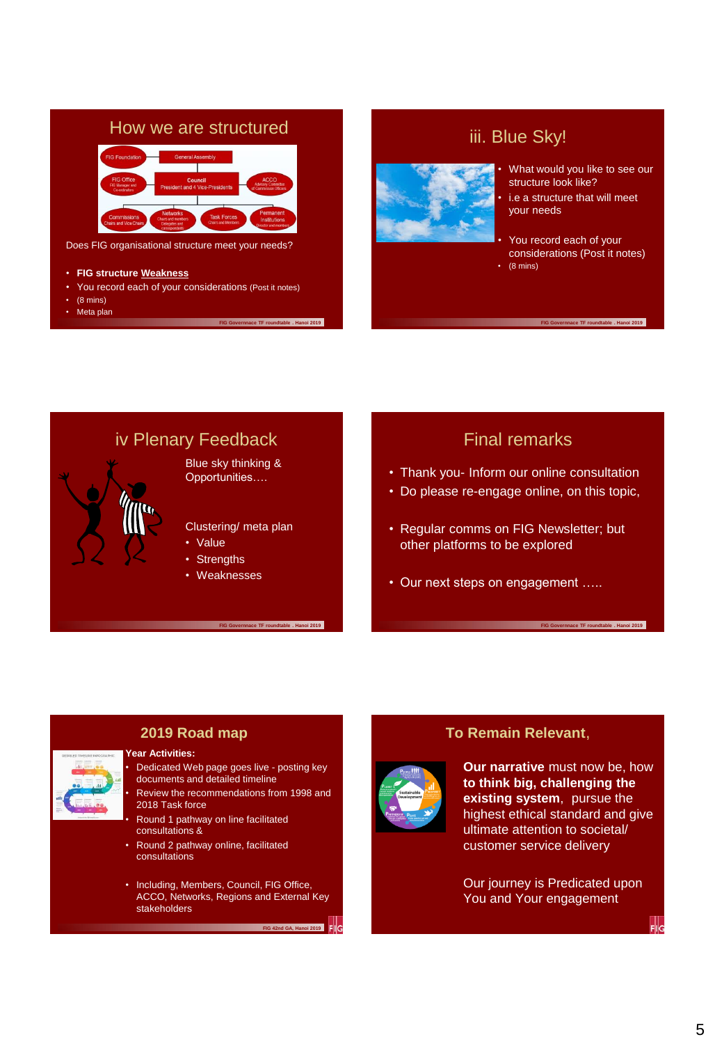## How we are structured

FIG Foundation — General Assembly

FIG Office (FIG Manager and Co-ordinators) — Council (President and 4 Vice-Presidents) — ACCO (Advisory Committee of Commission Officers)

Commissions (Chairs and Vice Chairs) — Networks (Chairs and members, Delegates and correspondents) — Task Forces (Chairs and Members) — Permanent Institutions (Director and members)

Does FIG organisational structure meet your needs?

- **FIG structure Weakness**
- You record each of your considerations (Post it notes)
- (8 mins)
- Meta plan

FIG Governnace TF roundtable . Hanoi 2019

## iii. Blue Sky!

- What would you like to see our structure look like?
- i.e a structure that will meet your needs
- You record each of your considerations (Post it notes)
- (8 mins)

FIG Governnace TF roundtable . Hanoi 2019

## iv Plenary Feedback

Blue sky thinking & Opportunities….

Clustering/ meta plan

- Value
- Strengths
- Weaknesses

FIG Governnace TF roundtable . Hanoi 2019

## Final remarks

- Thank you- Inform our online consultation
- Do please re-engage online, on this topic,
- Regular comms on FIG Newsletter; but other platforms to be explored
- Our next steps on engagement …..

FIG Governnace TF roundtable . Hanoi 2019

## 2019 Road map

**Year Activities:**

- Dedicated Web page goes live - posting key documents and detailed timeline
- Review the recommendations from 1998 and 2018 Task force
- Round 1 pathway on line facilitated consultations &
- Round 2 pathway online, facilitated consultations
- Including, Members, Council, FIG Office, ACCO, Networks, Regions and External Key stakeholders

FIG 42nd GA, Hanoi 2019

## To Remain Relevant,

**Our narrative** must now be, how **to think big, challenging the existing system**, pursue the highest ethical standard and give ultimate attention to societal/ customer service delivery

Our journey is Predicated upon You and Your engagement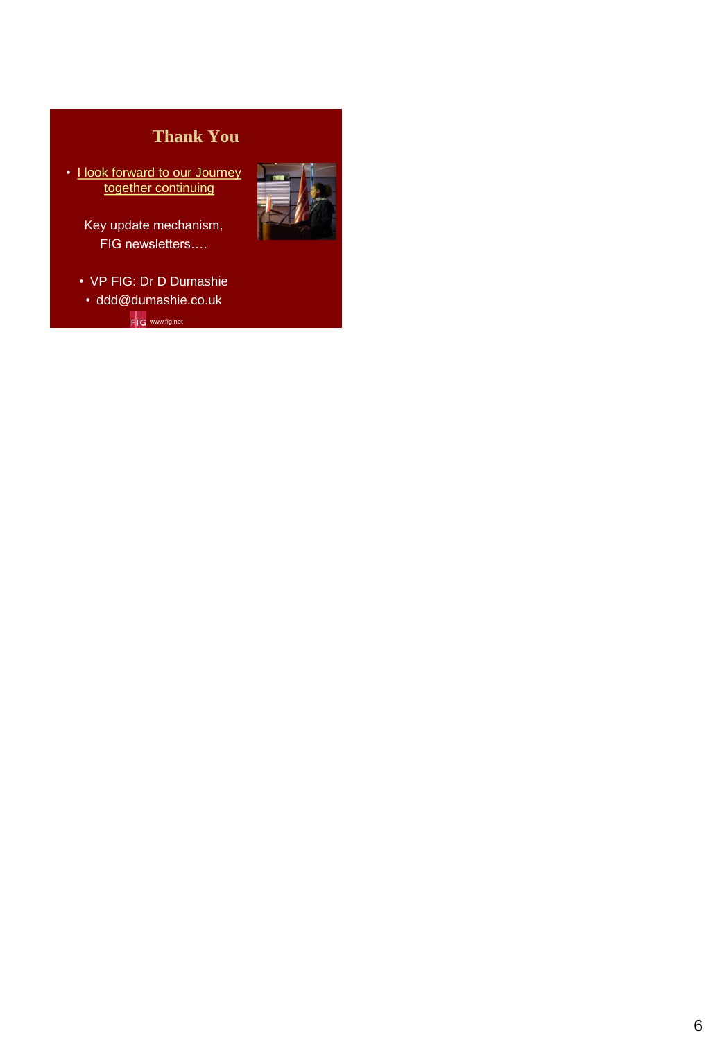## Thank You

- I look forward to our Journey together continuing

Key update mechanism, FIG newsletters….

- VP FIG: Dr D Dumashie
- ddd@dumashie.co.uk

www.fig.net